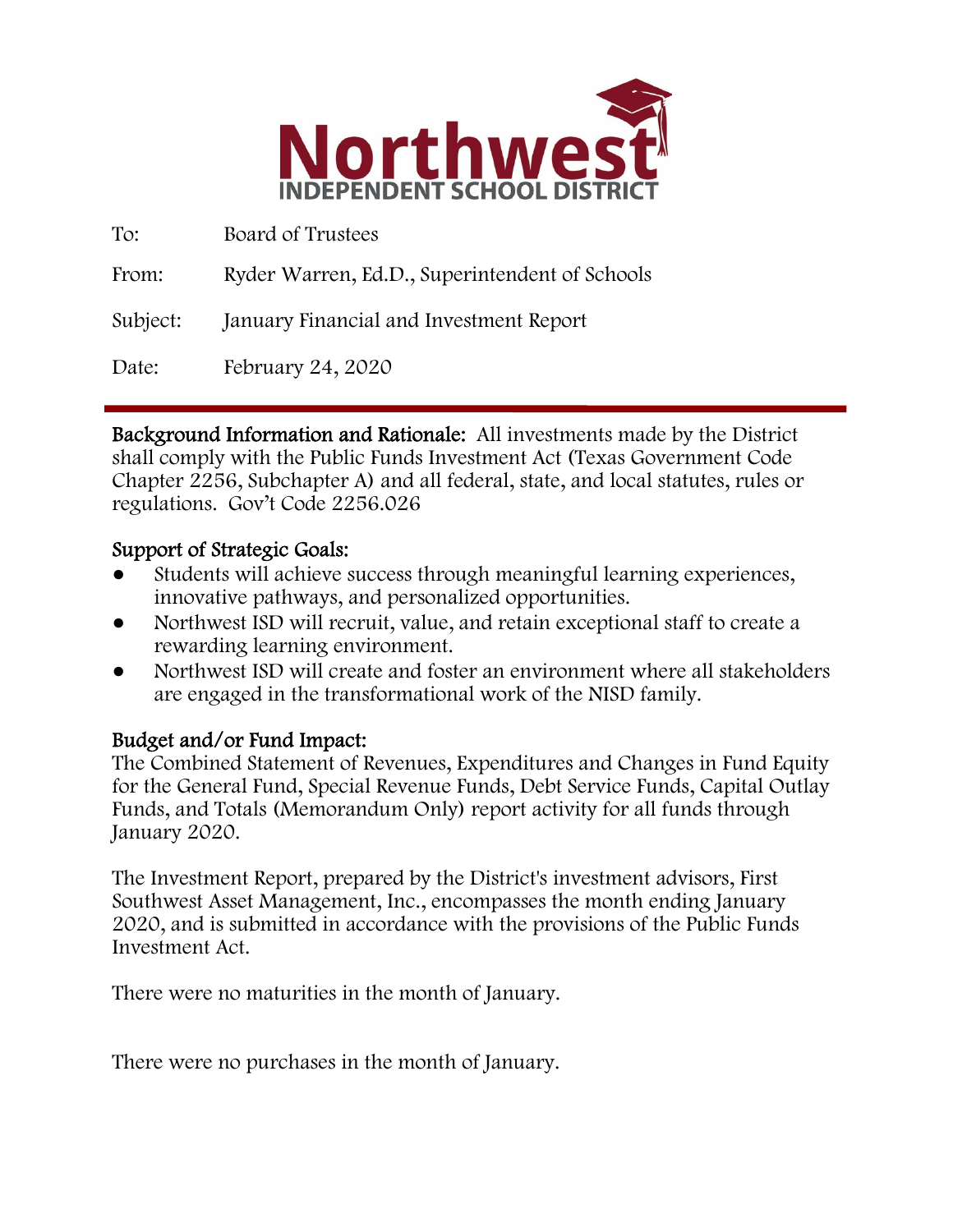# Northwest INDEPENDENT SCHOOL DISTRICT

To: Board of Trustees

From: Ryder Warren, Ed.D., Superintendent of Schools

Subject: January Financial and Investment Report

Date: February 24, 2020

---

**Background Information and Rationale:** All investments made by the District shall comply with the Public Funds Investment Act (Texas Government Code Chapter 2256, Subchapter A) and all federal, state, and local statutes, rules or regulations. Gov't Code 2256.026

**Support of Strategic Goals:**

- Students will achieve success through meaningful learning experiences, innovative pathways, and personalized opportunities.
- Northwest ISD will recruit, value, and retain exceptional staff to create a rewarding learning environment.
- Northwest ISD will create and foster an environment where all stakeholders are engaged in the transformational work of the NISD family.

**Budget and/or Fund Impact:**

The Combined Statement of Revenues, Expenditures and Changes in Fund Equity for the General Fund, Special Revenue Funds, Debt Service Funds, Capital Outlay Funds, and Totals (Memorandum Only) report activity for all funds through January 2020.

The Investment Report, prepared by the District's investment advisors, First Southwest Asset Management, Inc., encompasses the month ending January 2020, and is submitted in accordance with the provisions of the Public Funds Investment Act.

There were no maturities in the month of January.

There were no purchases in the month of January.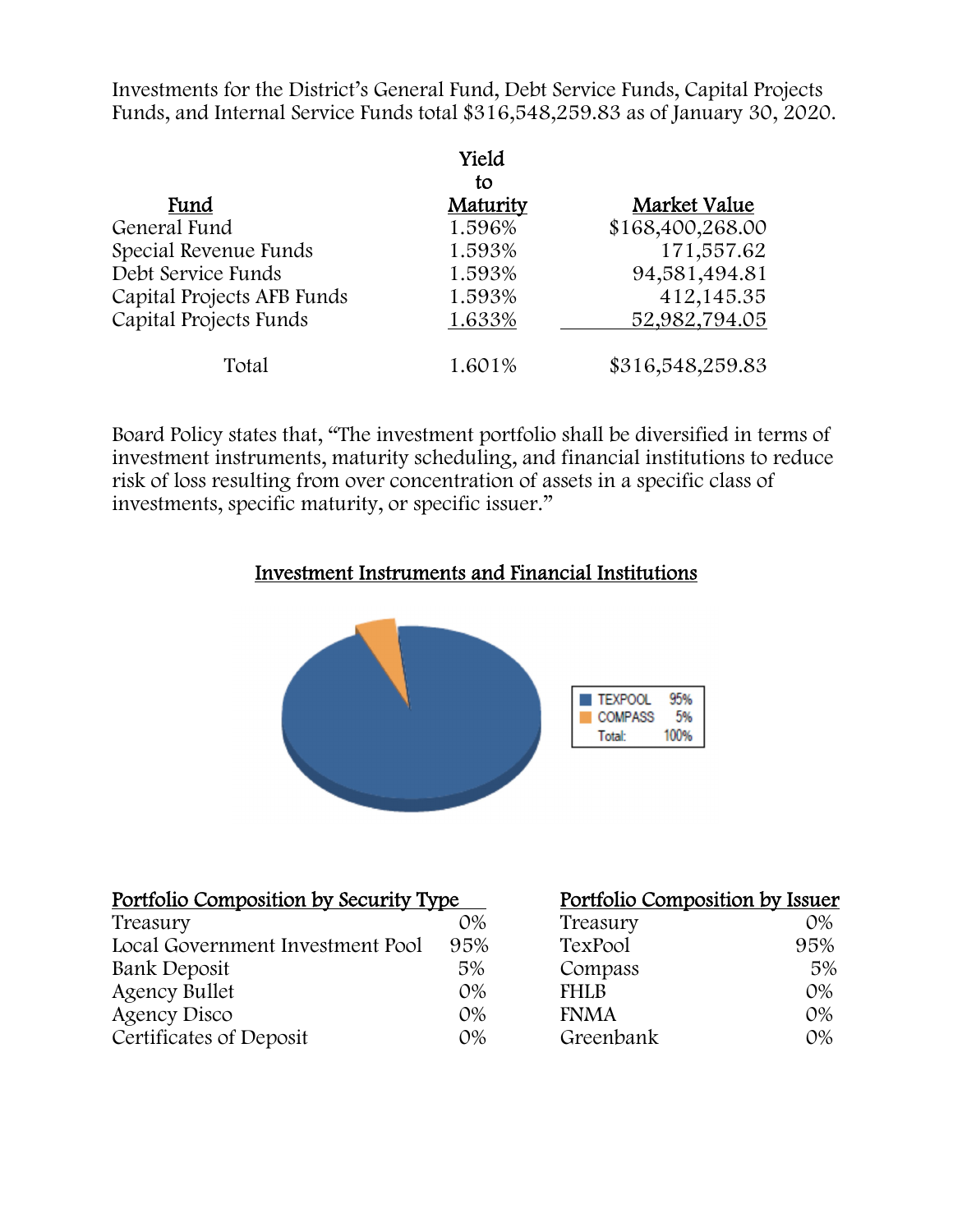Investments for the District's General Fund, Debt Service Funds, Capital Projects Funds, and Internal Service Funds total $316,548,259.83 as of January 30, 2020.

| Fund | Yield to Maturity | Market Value |
|---|---|---|
| General Fund | 1.596% | $168,400,268.00 |
| Special Revenue Funds | 1.593% | 171,557.62 |
| Debt Service Funds | 1.593% | 94,581,494.81 |
| Capital Projects AFB Funds | 1.593% | 412,145.35 |
| Capital Projects Funds | 1.633% | 52,982,794.05 |
| Total | 1.601% | $316,548,259.83 |

Board Policy states that, "The investment portfolio shall be diversified in terms of investment instruments, maturity scheduling, and financial institutions to reduce risk of loss resulting from over concentration of assets in a specific class of investments, specific maturity, or specific issuer."

## Investment Instruments and Financial Institutions

| | |
|---|---|
| TEXPOOL | 95% |
| COMPASS | 5% |
| Total: | 100% |

| Portfolio Composition by Security Type | |
|---|---|
| Treasury | 0% |
| Local Government Investment Pool | 95% |
| Bank Deposit | 5% |
| Agency Bullet | 0% |
| Agency Disco | 0% |
| Certificates of Deposit | 0% |

| Portfolio Composition by Issuer | |
|---|---|
| Treasury | 0% |
| TexPool | 95% |
| Compass | 5% |
| FHLB | 0% |
| FNMA | 0% |
| Greenbank | 0% |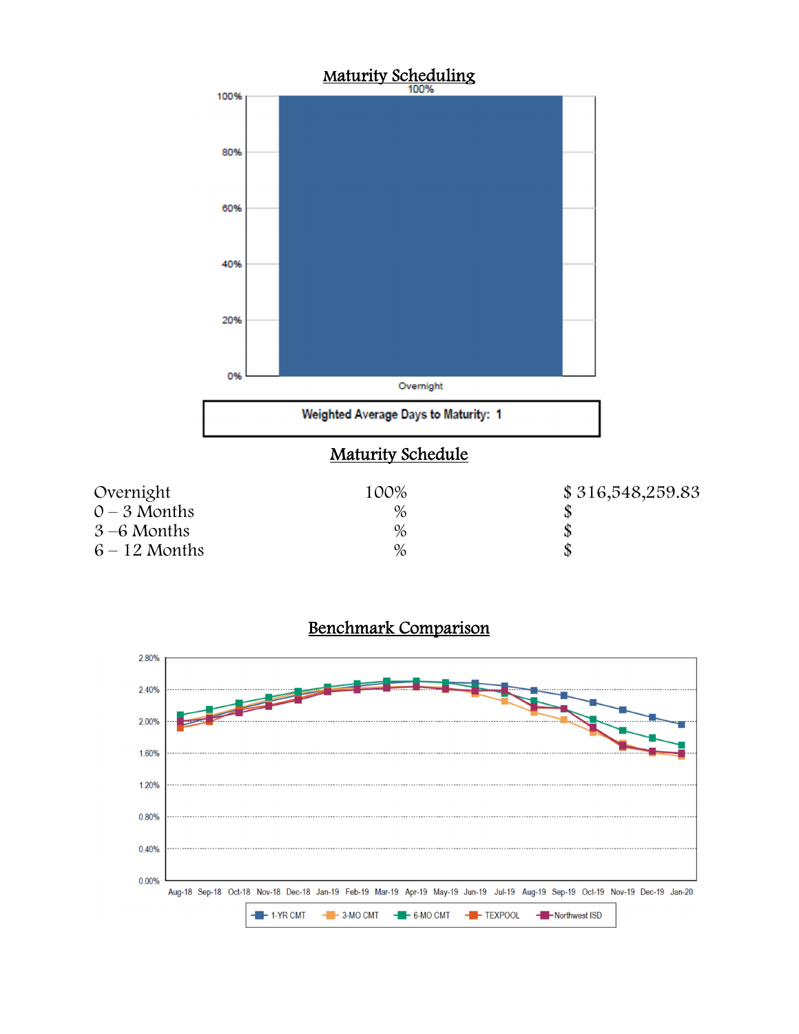## Maturity Scheduling

**Weighted Average Days to Maturity: 1**

## Maturity Schedule

| | | |
|---|---|---|
| Overnight | 100% | $ 316,548,259.83 |
| 0 – 3 Months | % | $ |
| 3 – 6 Months | % | $ |
| 6 – 12 Months | % | $ |

## Benchmark Comparison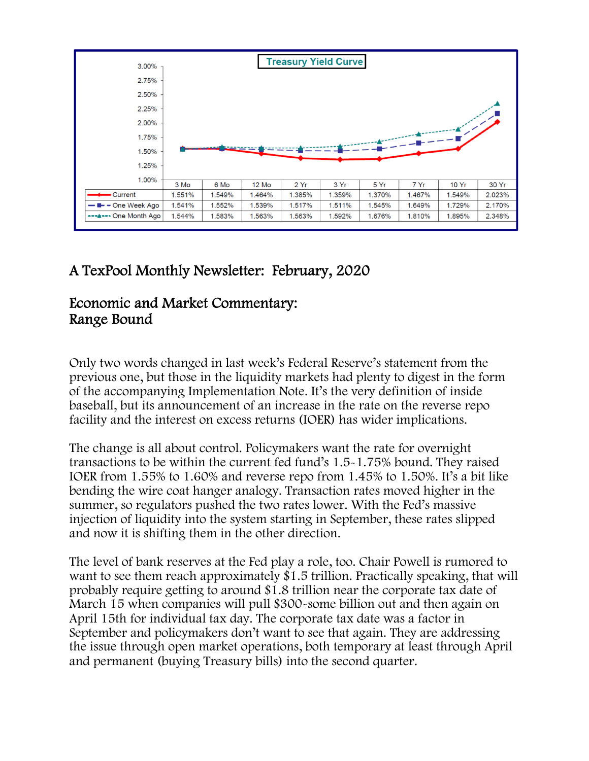## Treasury Yield Curve

| | 3 Mo | 6 Mo | 12 Mo | 2 Yr | 3 Yr | 5 Yr | 7 Yr | 10 Yr | 30 Yr |
|---|---|---|---|---|---|---|---|---|---|
| Current | 1.551% | 1.549% | 1.464% | 1.385% | 1.359% | 1.370% | 1.467% | 1.549% | 2.023% |
| One Week Ago | 1.541% | 1.552% | 1.539% | 1.517% | 1.511% | 1.545% | 1.649% | 1.729% | 2.170% |
| One Month Ago | 1.544% | 1.583% | 1.563% | 1.563% | 1.592% | 1.676% | 1.810% | 1.895% | 2.348% |

# A TexPool Monthly Newsletter: February, 2020

## Economic and Market Commentary: Range Bound

Only two words changed in last week's Federal Reserve's statement from the previous one, but those in the liquidity markets had plenty to digest in the form of the accompanying Implementation Note. It's the very definition of inside baseball, but its announcement of an increase in the rate on the reverse repo facility and the interest on excess returns (IOER) has wider implications.

The change is all about control. Policymakers want the rate for overnight transactions to be within the current fed fund's 1.5-1.75% bound. They raised IOER from 1.55% to 1.60% and reverse repo from 1.45% to 1.50%. It's a bit like bending the wire coat hanger analogy. Transaction rates moved higher in the summer, so regulators pushed the two rates lower. With the Fed's massive injection of liquidity into the system starting in September, these rates slipped and now it is shifting them in the other direction.

The level of bank reserves at the Fed play a role, too. Chair Powell is rumored to want to see them reach approximately $1.5 trillion. Practically speaking, that will probably require getting to around $1.8 trillion near the corporate tax date of March 15 when companies will pull $300-some billion out and then again on April 15th for individual tax day. The corporate tax date was a factor in September and policymakers don't want to see that again. They are addressing the issue through open market operations, both temporary at least through April and permanent (buying Treasury bills) into the second quarter.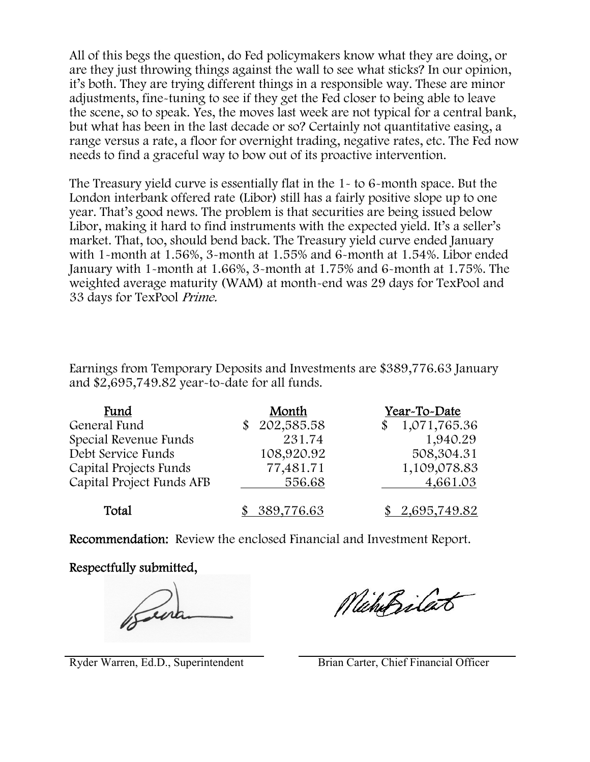All of this begs the question, do Fed policymakers know what they are doing, or are they just throwing things against the wall to see what sticks? In our opinion, it's both. They are trying different things in a responsible way. These are minor adjustments, fine-tuning to see if they get the Fed closer to being able to leave the scene, so to speak. Yes, the moves last week are not typical for a central bank, but what has been in the last decade or so? Certainly not quantitative easing, a range versus a rate, a floor for overnight trading, negative rates, etc. The Fed now needs to find a graceful way to bow out of its proactive intervention.

The Treasury yield curve is essentially flat in the 1- to 6-month space. But the London interbank offered rate (Libor) still has a fairly positive slope up to one year. That's good news. The problem is that securities are being issued below Libor, making it hard to find instruments with the expected yield. It's a seller's market. That, too, should bend back. The Treasury yield curve ended January with 1-month at 1.56%, 3-month at 1.55% and 6-month at 1.54%. Libor ended January with 1-month at 1.66%, 3-month at 1.75% and 6-month at 1.75%. The weighted average maturity (WAM) at month-end was 29 days for TexPool and 33 days for TexPool *Prime.*

Earnings from Temporary Deposits and Investments are $389,776.63 January and $2,695,749.82 year-to-date for all funds.

| Fund | Month | Year-To-Date |
|---|---|---|
| General Fund | $ 202,585.58 | $ 1,071,765.36 |
| Special Revenue Funds | 231.74 | 1,940.29 |
| Debt Service Funds | 108,920.92 | 508,304.31 |
| Capital Projects Funds | 77,481.71 | 1,109,078.83 |
| Capital Project Funds AFB | 556.68 | 4,661.03 |
| **Total** | $ 389,776.63 | $ 2,695,749.82 |

**Recommendation:** Review the enclosed Financial and Investment Report.

**Respectfully submitted,**

Ryder Warren, Ed.D., Superintendent

Brian Carter, Chief Financial Officer